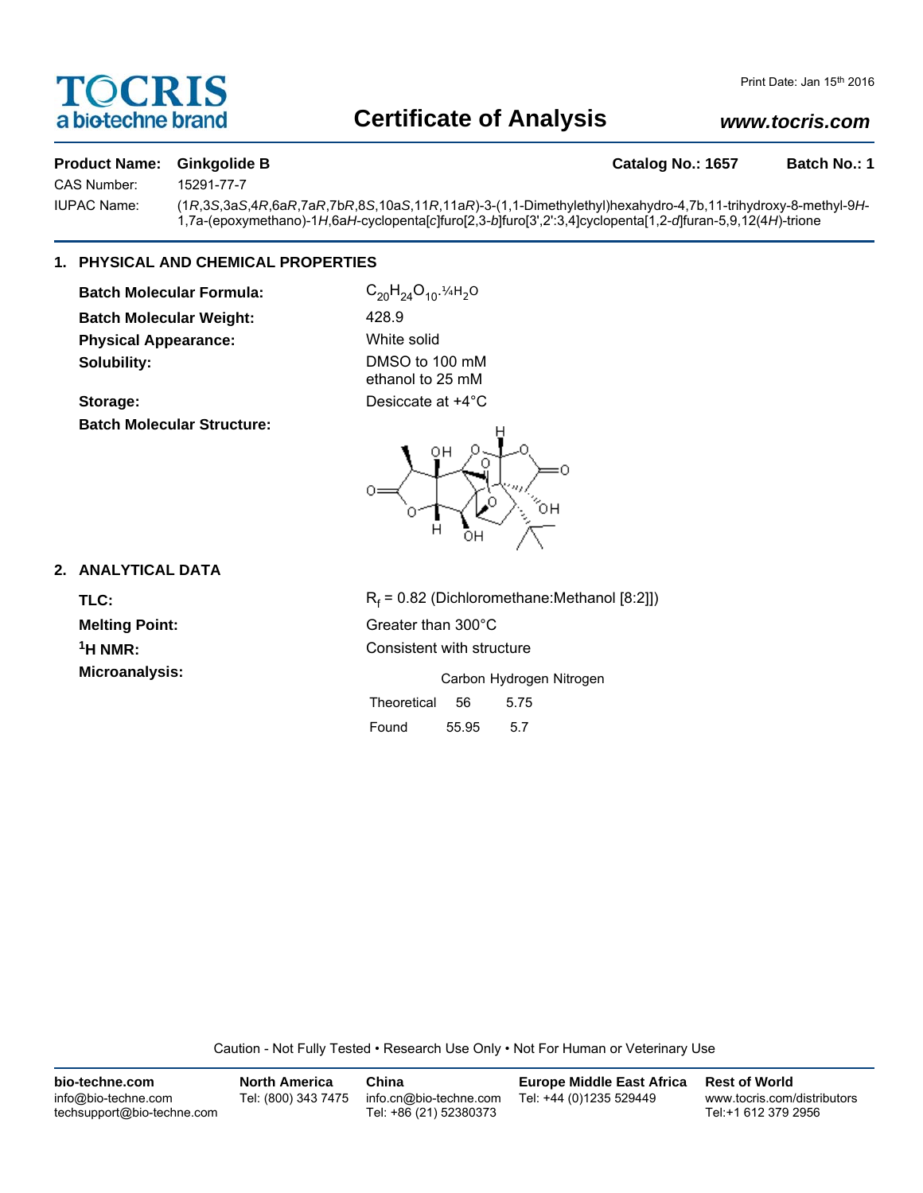# Certificate of Analysis

**TOCRIS** a biotechne brand

Print Date: Jan 15th 2016

*www.tocris.com*

**Product Name: Ginkgolide B** **Catalog No.: 1657** **Batch No.: 1**

CAS Number: 15291-77-7

IUPAC Name: (1*R*,3*S*,3a*S*,4*R*,6a*R*,7a*R*,7b*R*,8*S*,10a*S*,11*R*,11a*R*)-3-(1,1-Dimethylethyl)hexahydro-4,7b,11-trihydroxy-8-methyl-9*H*-1,7a-(epoxymethano)-1*H*,6a*H*-cyclopenta[*c*]furo[2,3-*b*]furo[3',2':3,4]cyclopenta[1,2-*d*]furan-5,9,12(4*H*)-trione

## 1. PHYSICAL AND CHEMICAL PROPERTIES

**Batch Molecular Formula:** $C_{20}H_{24}O_{10}$.¼$H_2O$

**Batch Molecular Weight:** 428.9

**Physical Appearance:** White solid

**Solubility:** DMSO to 100 mM
ethanol to 25 mM

**Storage:** Desiccate at +4°C

**Batch Molecular Structure:**

## 2. ANALYTICAL DATA

**TLC:** $R_f$ = 0.82 (Dichloromethane:Methanol [8:2]])

**Melting Point:** Greater than 300°C

**$^1$H NMR:** Consistent with structure

**Microanalysis:**

| | Carbon | Hydrogen | Nitrogen |
|---|---|---|---|
| Theoretical | 56 | 5.75 | |
| Found | 55.95 | 5.7 | |

Caution - Not Fully Tested • Research Use Only • Not For Human or Veterinary Use

**bio-techne.com**
info@bio-techne.com
techsupport@bio-techne.com

**North America**
Tel: (800) 343 7475

**China**
info.cn@bio-techne.com
Tel: +86 (21) 52380373

**Europe Middle East Africa**
Tel: +44 (0)1235 529449

**Rest of World**
www.tocris.com/distributors
Tel:+1 612 379 2956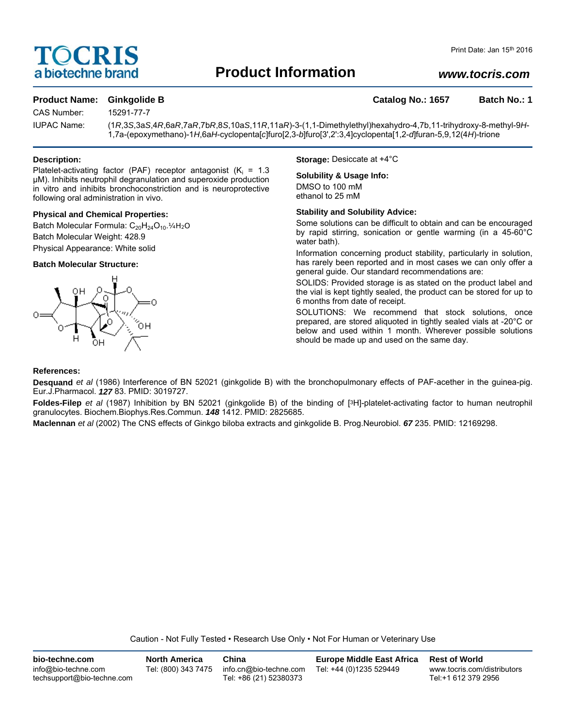TOCRIS
a biotechne brand

# Product Information

*www.tocris.com*

**Product Name:** **Ginkgolide B** **Catalog No.: 1657** **Batch No.: 1**

CAS Number: 15291-77-7

IUPAC Name: (1*R*,3*S*,3a*S*,4*R*,6a*R*,7a*R*,7b*R*,8*S*,10a*S*,11*R*,11a*R*)-3-(1,1-Dimethylethyl)hexahydro-4,7b,11-trihydroxy-8-methyl-9*H*-1,7a-(epoxymethano)-1*H*,6a*H*-cyclopenta[*c*]furo[2,3-*b*]furo[3',2':3,4]cyclopenta[1,2-*d*]furan-5,9,12(4*H*)-trione

### Description:

Platelet-activating factor (PAF) receptor antagonist ($K_i$ = 1.3 μM). Inhibits neutrophil degranulation and superoxide production in vitro and inhibits bronchoconstriction and is neuroprotective following oral administration in vivo.

### Physical and Chemical Properties:

Batch Molecular Formula: $C_{20}H_{24}O_{10}$.¼$H_2O$

Batch Molecular Weight: 428.9

Physical Appearance: White solid

### Batch Molecular Structure:

### Storage:
Desiccate at +4°C

### Solubility & Usage Info:

DMSO to 100 mM
ethanol to 25 mM

### Stability and Solubility Advice:

Some solutions can be difficult to obtain and can be encouraged by rapid stirring, sonication or gentle warming (in a 45-60°C water bath).

Information concerning product stability, particularly in solution, has rarely been reported and in most cases we can only offer a general guide. Our standard recommendations are:

SOLIDS: Provided storage is as stated on the product label and the vial is kept tightly sealed, the product can be stored for up to 6 months from date of receipt.

SOLUTIONS: We recommend that stock solutions, once prepared, are stored aliquoted in tightly sealed vials at -20°C or below and used within 1 month. Wherever possible solutions should be made up and used on the same day.

### References:

**Desquand** *et al* (1986) Interference of BN 52021 (ginkgolide B) with the bronchopulmonary effects of PAF-acether in the guinea-pig. Eur.J.Pharmacol. ***127*** 83. PMID: 3019727.

**Foldes-Filep** *et al* (1987) Inhibition by BN 52021 (ginkgolide B) of the binding of [$^3$H]-platelet-activating factor to human neutrophil granulocytes. Biochem.Biophys.Res.Commun. ***148*** 1412. PMID: 2825685.

**Maclennan** *et al* (2002) The CNS effects of Ginkgo biloba extracts and ginkgolide B. Prog.Neurobiol. ***67*** 235. PMID: 12169298.

Caution - Not Fully Tested • Research Use Only • Not For Human or Veterinary Use

**bio-techne.com**
info@bio-techne.com
techsupport@bio-techne.com

**North America**
Tel: (800) 343 7475

**China**
info.cn@bio-techne.com
Tel: +86 (21) 52380373

**Europe Middle East Africa**
Tel: +44 (0)1235 529449

**Rest of World**
www.tocris.com/distributors
Tel:+1 612 379 2956